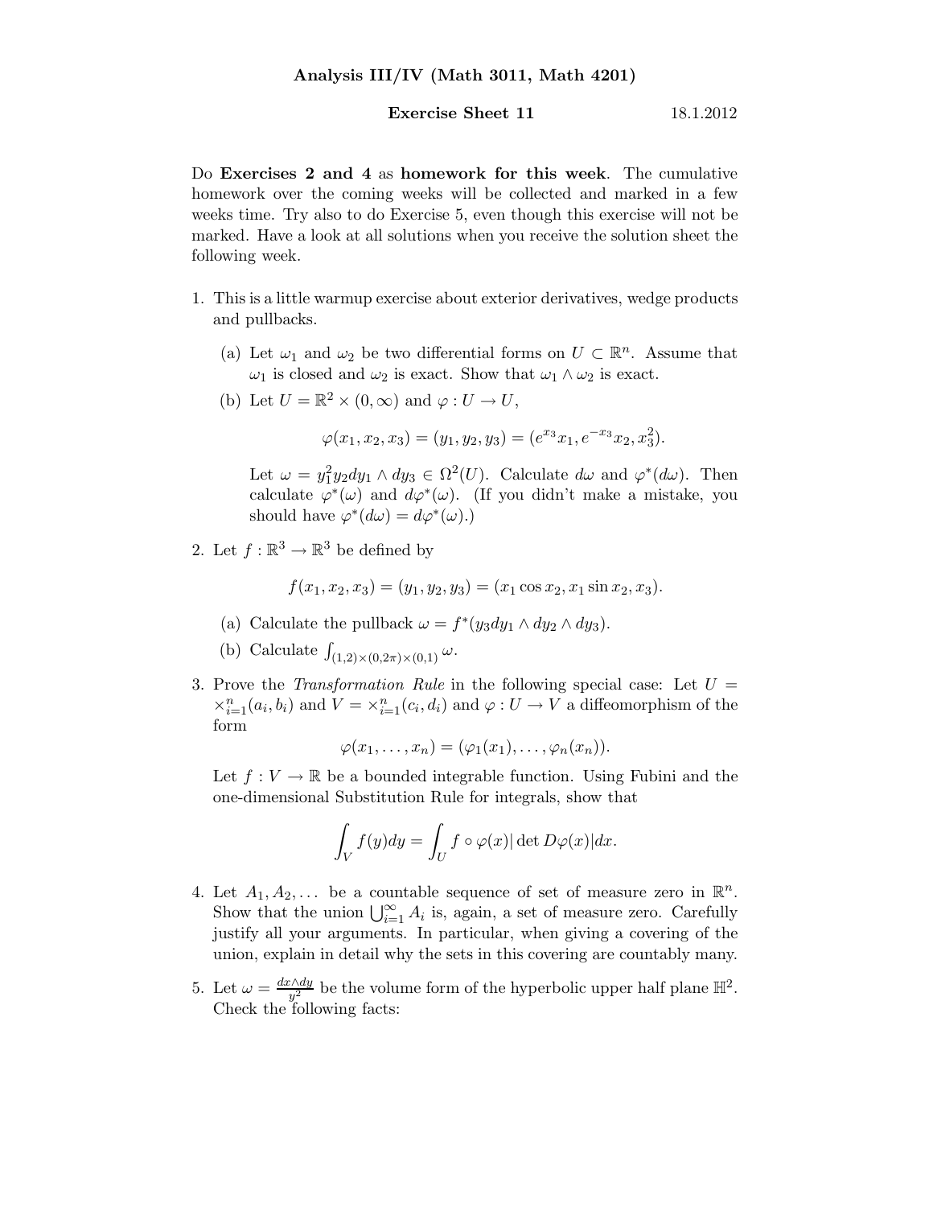**Analysis III/IV (Math 3011, Math 4201)**

**Exercise Sheet 11** 18.1.2012

Do **Exercises 2 and 4** as **homework for this week**. The cumulative homework over the coming weeks will be collected and marked in a few weeks time. Try also to do Exercise 5, even though this exercise will not be marked. Have a look at all solutions when you receive the solution sheet the following week.

1. This is a little warmup exercise about exterior derivatives, wedge products and pullbacks.

   (a) Let $\omega_1$ and $\omega_2$ be two differential forms on $U \subset \mathbb{R}^n$. Assume that $\omega_1$ is closed and $\omega_2$ is exact. Show that $\omega_1 \wedge \omega_2$ is exact.

   (b) Let $U = \mathbb{R}^2 \times (0, \infty)$ and $\varphi : U \to U$,

   $$\varphi(x_1, x_2, x_3) = (y_1, y_2, y_3) = (e^{x_3} x_1, e^{-x_3} x_2, x_3^2).$$

   Let $\omega = y_1^2 y_2 dy_1 \wedge dy_3 \in \Omega^2(U)$. Calculate $d\omega$ and $\varphi^*(d\omega)$. Then calculate $\varphi^*(\omega)$ and $d\varphi^*(\omega)$. (If you didn't make a mistake, you should have $\varphi^*(d\omega) = d\varphi^*(\omega)$.)

2. Let $f : \mathbb{R}^3 \to \mathbb{R}^3$ be defined by

   $$f(x_1, x_2, x_3) = (y_1, y_2, y_3) = (x_1 \cos x_2, x_1 \sin x_2, x_3).$$

   (a) Calculate the pullback $\omega = f^*(y_3 dy_1 \wedge dy_2 \wedge dy_3)$.

   (b) Calculate $\int_{(1,2)\times(0,2\pi)\times(0,1)} \omega$.

3. Prove the *Transformation Rule* in the following special case: Let $U = \times_{i=1}^n (a_i, b_i)$ and $V = \times_{i=1}^n (c_i, d_i)$ and $\varphi : U \to V$ a diffeomorphism of the form

   $$\varphi(x_1, \dots, x_n) = (\varphi_1(x_1), \dots, \varphi_n(x_n)).$$

   Let $f : V \to \mathbb{R}$ be a bounded integrable function. Using Fubini and the one-dimensional Substitution Rule for integrals, show that

   $$\int_V f(y)dy = \int_U f \circ \varphi(x) |\det D\varphi(x)| dx.$$

4. Let $A_1, A_2, \dots$ be a countable sequence of set of measure zero in $\mathbb{R}^n$. Show that the union $\bigcup_{i=1}^\infty A_i$ is, again, a set of measure zero. Carefully justify all your arguments. In particular, when giving a covering of the union, explain in detail why the sets in this covering are countably many.

5. Let $\omega = \frac{dx \wedge dy}{y^2}$ be the volume form of the hyperbolic upper half plane $\mathbb{H}^2$. Check the following facts: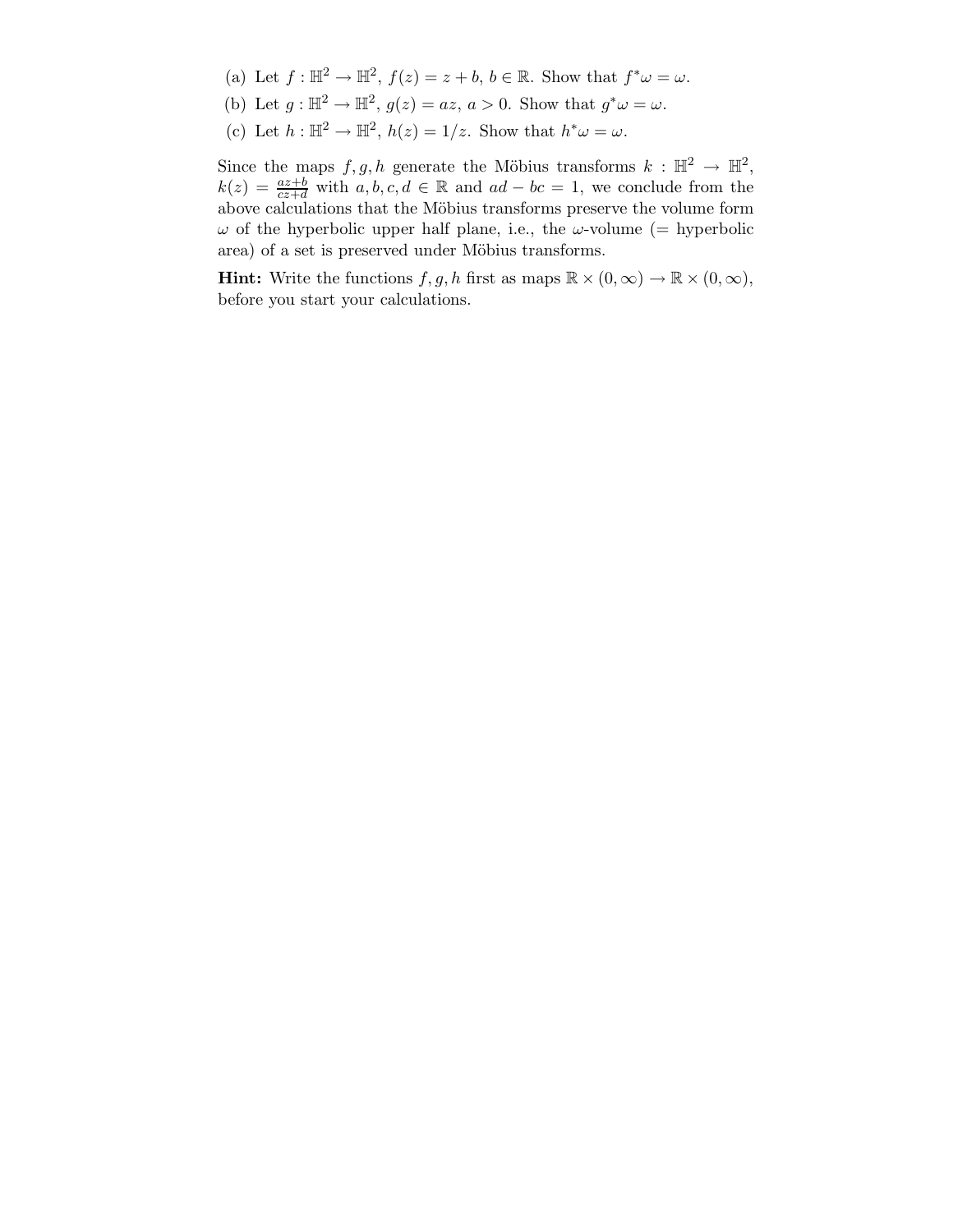(a) Let $f : \mathbb{H}^2 \to \mathbb{H}^2$, $f(z) = z + b$, $b \in \mathbb{R}$. Show that $f^*\omega = \omega$.

(b) Let $g : \mathbb{H}^2 \to \mathbb{H}^2$, $g(z) = az$, $a > 0$. Show that $g^*\omega = \omega$.

(c) Let $h : \mathbb{H}^2 \to \mathbb{H}^2$, $h(z) = 1/z$. Show that $h^*\omega = \omega$.

Since the maps $f, g, h$ generate the Möbius transforms $k : \mathbb{H}^2 \to \mathbb{H}^2$, $k(z) = \frac{az+b}{cz+d}$ with $a, b, c, d \in \mathbb{R}$ and $ad - bc = 1$, we conclude from the above calculations that the Möbius transforms preserve the volume form $\omega$ of the hyperbolic upper half plane, i.e., the $\omega$-volume (= hyperbolic area) of a set is preserved under Möbius transforms.

**Hint:** Write the functions $f, g, h$ first as maps $\mathbb{R} \times (0, \infty) \to \mathbb{R} \times (0, \infty)$, before you start your calculations.